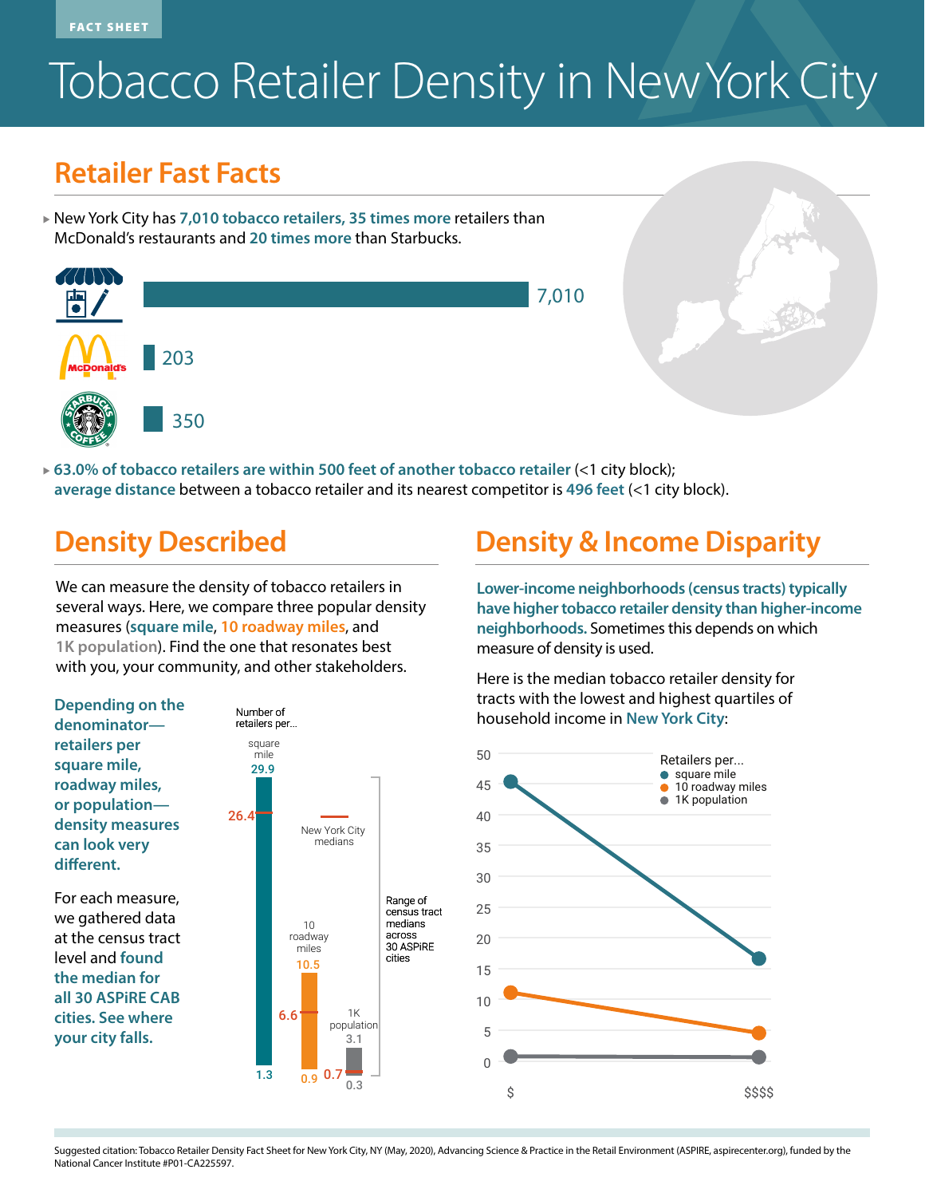FACT SHEET

# Tobacco Retailer Density in New York City

## Retailer Fast Facts

- New York City has **7,010 tobacco retailers, 35 times more** retailers than McDonald's restaurants and **20 times more** than Starbucks.

| | |
|---|---|
| Tobacco retailers | 7,010 |
| McDonald's | 203 |
| Starbucks | 350 |

- **63.0% of tobacco retailers are within 500 feet of another tobacco retailer** (<1 city block); **average distance** between a tobacco retailer and its nearest competitor is **496 feet** (<1 city block).

## Density Described

We can measure the density of tobacco retailers in several ways. Here, we compare three popular density measures (**square mile**, **10 roadway miles**, and **1K population**). Find the one that resonates best with you, your community, and other stakeholders.

**Depending on the denominator—retailers per square mile, roadway miles, or population—density measures can look very different.**

For each measure, we gathered data at the census tract level and **found the median for all 30 ASPiRE CAB cities. See where your city falls.**

Number of retailers per...

| Measure | Range of census tract medians across 30 ASPiRE cities (min–max) | New York City median |
|---|---|---|
| square mile | 1.3 – 29.9 | 26.4 |
| 10 roadway miles | 0.9 – 10.5 | 6.6 |
| 1K population | 0.3 – 3.1 | 0.7 |

## Density & Income Disparity

**Lower-income neighborhoods (census tracts) typically have higher tobacco retailer density than higher-income neighborhoods.** Sometimes this depends on which measure of density is used.

Here is the median tobacco retailer density for tracts with the lowest and highest quartiles of household income in **New York City**:

| Retailers per... | $ | $$$$ |
|---|---|---|
| square mile | ~45 | ~17 |
| 10 roadway miles | ~11 | ~5 |
| 1K population | ~1 | ~1 |

Suggested citation: Tobacco Retailer Density Fact Sheet for New York City, NY (May, 2020), Advancing Science & Practice in the Retail Environment (ASPiRE, aspirecenter.org), funded by the National Cancer Institute #P01-CA225597.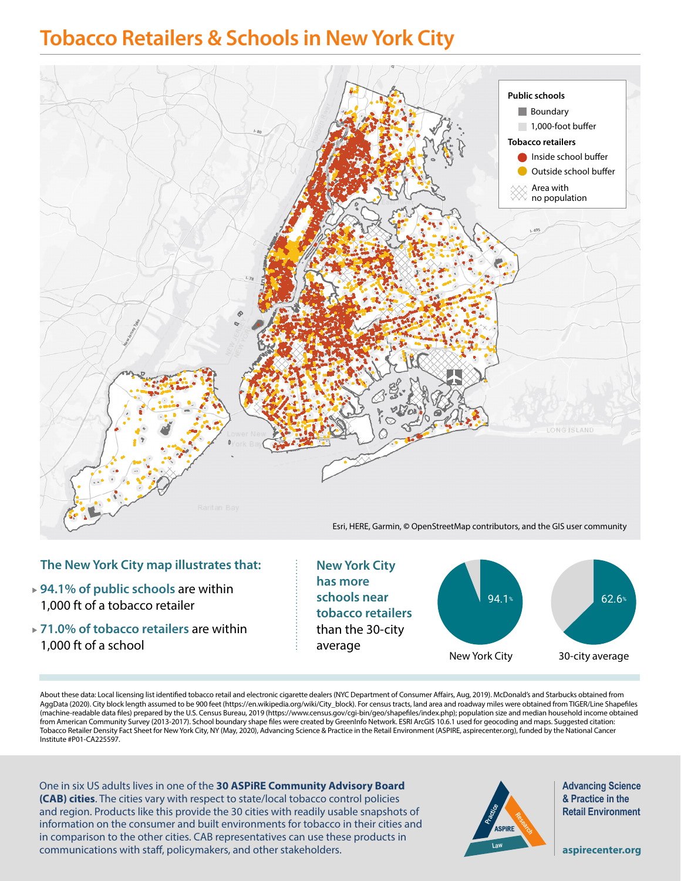# Tobacco Retailers & Schools in New York City

Public schools

Boundary

1,000-foot buffer

Tobacco retailers

Inside school buffer

Outside school buffer

Area with no population

Esri, HERE, Garmin, © OpenStreetMap contributors, and the GIS user community

### The New York City map illustrates that:

- **94.1% of public schools** are within 1,000 ft of a tobacco retailer
- **71.0% of tobacco retailers** are within 1,000 ft of a school

**New York City has more schools near tobacco retailers** than the 30-city average

94.1%

New York City

62.6%

30-city average

About these data: Local licensing list identified tobacco retail and electronic cigarette dealers (NYC Department of Consumer Affairs, Aug, 2019). McDonald's and Starbucks obtained from AggData (2020). City block length assumed to be 900 feet (https://en.wikipedia.org/wiki/City_block). For census tracts, land area and roadway miles were obtained from TIGER/Line Shapefiles (machine-readable data files) prepared by the U.S. Census Bureau, 2019 (https://www.census.gov/cgi-bin/geo/shapefiles/index.php); population size and median household income obtained from American Community Survey (2013-2017). School boundary shape files were created by GreenInfo Network. ESRI ArcGIS 10.6.1 used for geocoding and maps. Suggested citation: Tobacco Retailer Density Fact Sheet for New York City, NY (May, 2020), Advancing Science & Practice in the Retail Environment (ASPIRE, aspirecenter.org), funded by the National Cancer Institute #P01-CA225597.

One in six US adults lives in one of the **30 ASPiRE Community Advisory Board (CAB) cities**. The cities vary with respect to state/local tobacco control policies and region. Products like this provide the 30 cities with readily usable snapshots of information on the consumer and built environments for tobacco in their cities and in comparison to the other cities. CAB representatives can use these products in communications with staff, policymakers, and other stakeholders.

**Advancing Science & Practice in the Retail Environment**

**aspirecenter.org**